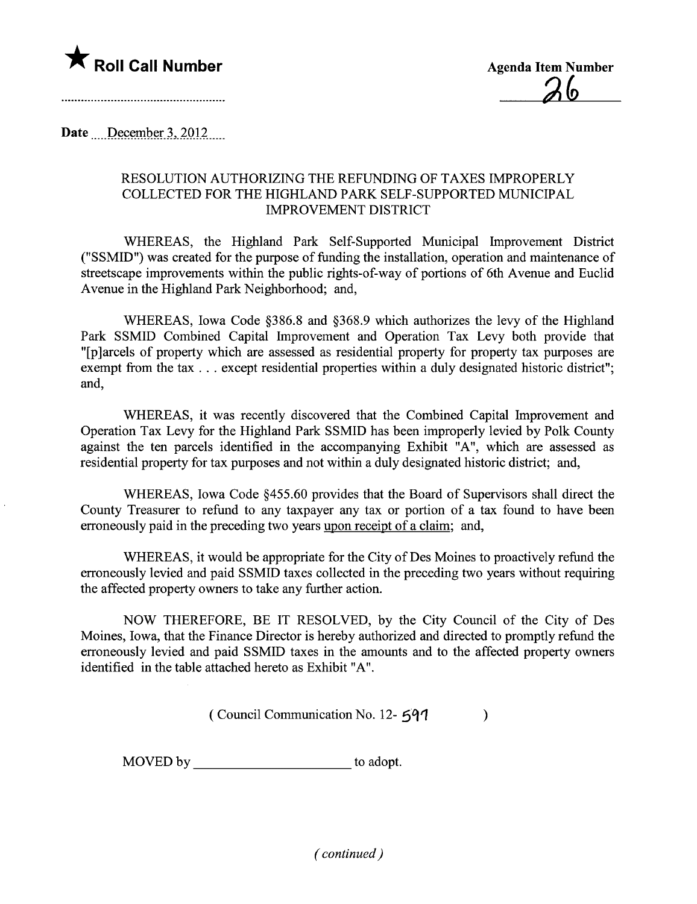★ **Roll Call Number**

.................................................

**Agenda Item Number**

26

**Date** December 3, 2012

RESOLUTION AUTHORIZING THE REFUNDING OF TAXES IMPROPERLY COLLECTED FOR THE HIGHLAND PARK SELF-SUPPORTED MUNICIPAL IMPROVEMENT DISTRICT

WHEREAS, the Highland Park Self-Supported Municipal Improvement District ("SSMID") was created for the purpose of funding the installation, operation and maintenance of streetscape improvements within the public rights-of-way of portions of 6th Avenue and Euclid Avenue in the Highland Park Neighborhood; and,

WHEREAS, Iowa Code §386.8 and §368.9 which authorizes the levy of the Highland Park SSMID Combined Capital Improvement and Operation Tax Levy both provide that "[p]arcels of property which are assessed as residential property for property tax purposes are exempt from the tax . . . except residential properties within a duly designated historic district"; and,

WHEREAS, it was recently discovered that the Combined Capital Improvement and Operation Tax Levy for the Highland Park SSMID has been improperly levied by Polk County against the ten parcels identified in the accompanying Exhibit "A", which are assessed as residential property for tax purposes and not within a duly designated historic district; and,

WHEREAS, Iowa Code §455.60 provides that the Board of Supervisors shall direct the County Treasurer to refund to any taxpayer any tax or portion of a tax found to have been erroneously paid in the preceding two years <u>upon receipt of a claim</u>; and,

WHEREAS, it would be appropriate for the City of Des Moines to proactively refund the erroneously levied and paid SSMID taxes collected in the preceding two years without requiring the affected property owners to take any further action.

NOW THEREFORE, BE IT RESOLVED, by the City Council of the City of Des Moines, Iowa, that the Finance Director is hereby authorized and directed to promptly refund the erroneously levied and paid SSMID taxes in the amounts and to the affected property owners identified in the table attached hereto as Exhibit "A".

( Council Communication No. 12- 591 )

MOVED by ______________________ to adopt.

*( continued )*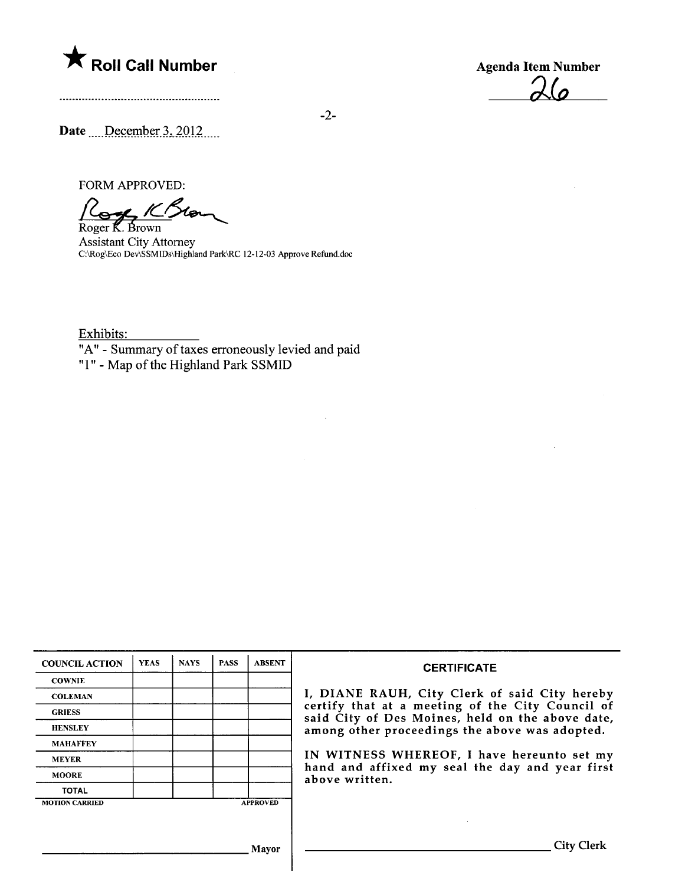★ **Roll Call Number**

**Agenda Item Number**

26

.......................................................

**Date** December 3, 2012

FORM APPROVED:

Roger K. Brown
Assistant City Attorney
C:\Rog\Eco Dev\SSMIDs\Highland Park\RC 12-12-03 Approve Refund.doc

Exhibits:
"A" - Summary of taxes erroneously levied and paid
"1" - Map of the Highland Park SSMID

| COUNCIL ACTION | YEAS | NAYS | PASS | ABSENT |
|---|---|---|---|---|
| COWNIE | | | | |
| COLEMAN | | | | |
| GRIESS | | | | |
| HENSLEY | | | | |
| MAHAFFEY | | | | |
| MEYER | | | | |
| MOORE | | | | |
| TOTAL | | | | |
| MOTION CARRIED | | | | APPROVED |

______________________________ Mayor

**CERTIFICATE**

I, DIANE RAUH, City Clerk of said City hereby certify that at a meeting of the City Council of said City of Des Moines, held on the above date, among other proceedings the above was adopted.

IN WITNESS WHEREOF, I have hereunto set my hand and affixed my seal the day and year first above written.

______________________________ City Clerk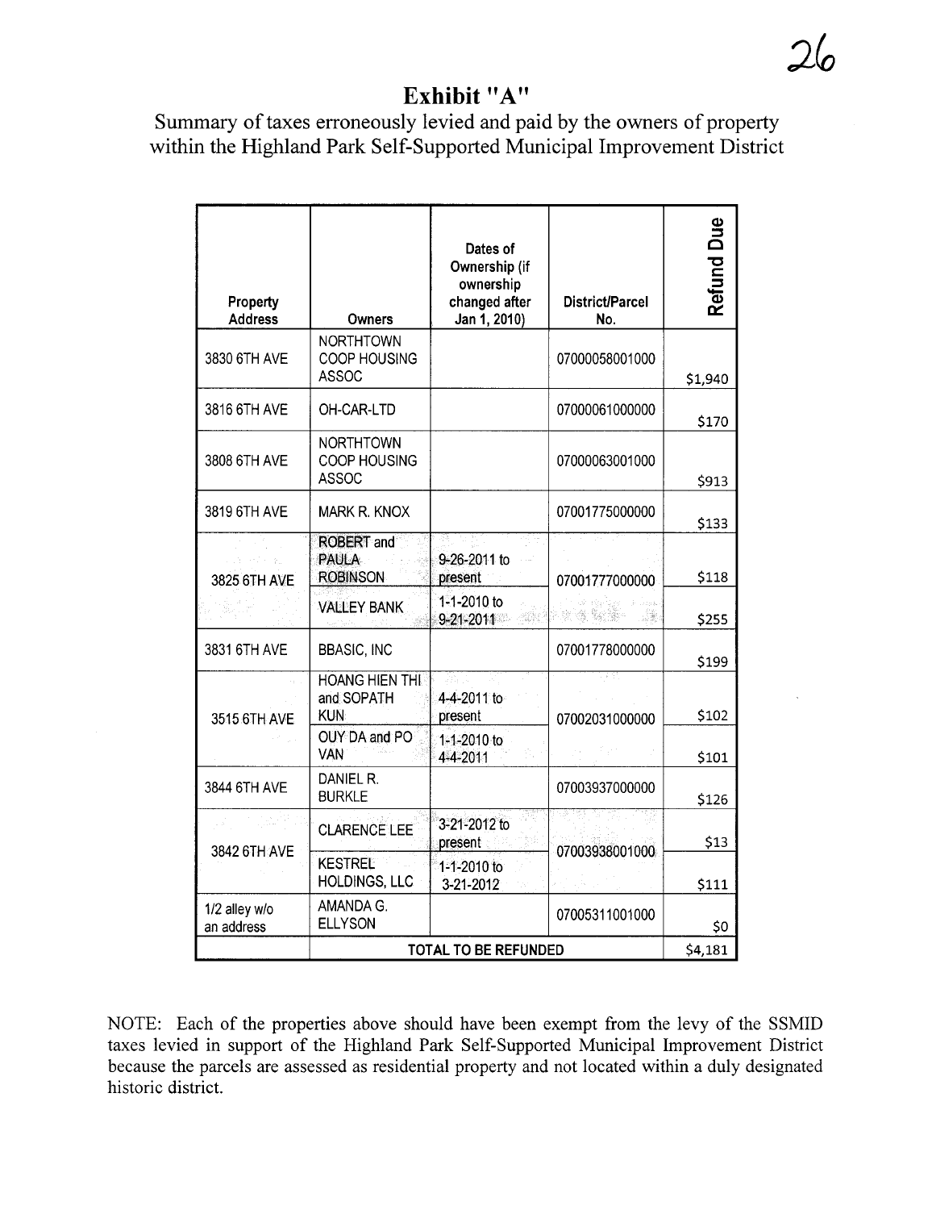# Exhibit "A"

Summary of taxes erroneously levied and paid by the owners of property within the Highland Park Self-Supported Municipal Improvement District

| Property Address | Owners | Dates of Ownership (if ownership changed after Jan 1, 2010) | District/Parcel No. | Refund Due |
|---|---|---|---|---|
| 3830 6TH AVE | NORTHTOWN COOP HOUSING ASSOC | | 07000058001000 | $1,940 |
| 3816 6TH AVE | OH-CAR-LTD | | 07000061000000 | $170 |
| 3808 6TH AVE | NORTHTOWN COOP HOUSING ASSOC | | 07000063001000 | $913 |
| 3819 6TH AVE | MARK R. KNOX | | 07001775000000 | $133 |
| 3825 6TH AVE | ROBERT and PAULA ROBINSON | 9-26-2011 to present | 07001777000000 | $118 |
| | VALLEY BANK | 1-1-2010 to 9-21-2011 | | $255 |
| 3831 6TH AVE | BBASIC, INC | | 07001778000000 | $199 |
| 3515 6TH AVE | HOANG HIEN THI and SOPATH KUN | 4-4-2011 to present | 07002031000000 | $102 |
| | OUY DA and PO VAN | 1-1-2010 to 4-4-2011 | | $101 |
| 3844 6TH AVE | DANIEL R. BURKLE | | 07003937000000 | $126 |
| 3842 6TH AVE | CLARENCE LEE | 3-21-2012 to present | 07003938001000 | $13 |
| | KESTREL HOLDINGS, LLC | 1-1-2010 to 3-21-2012 | | $111 |
| 1/2 alley w/o an address | AMANDA G. ELLYSON | | 07005311001000 | $0 |
| | TOTAL TO BE REFUNDED | | | $4,181 |

NOTE: Each of the properties above should have been exempt from the levy of the SSMID taxes levied in support of the Highland Park Self-Supported Municipal Improvement District because the parcels are assessed as residential property and not located within a duly designated historic district.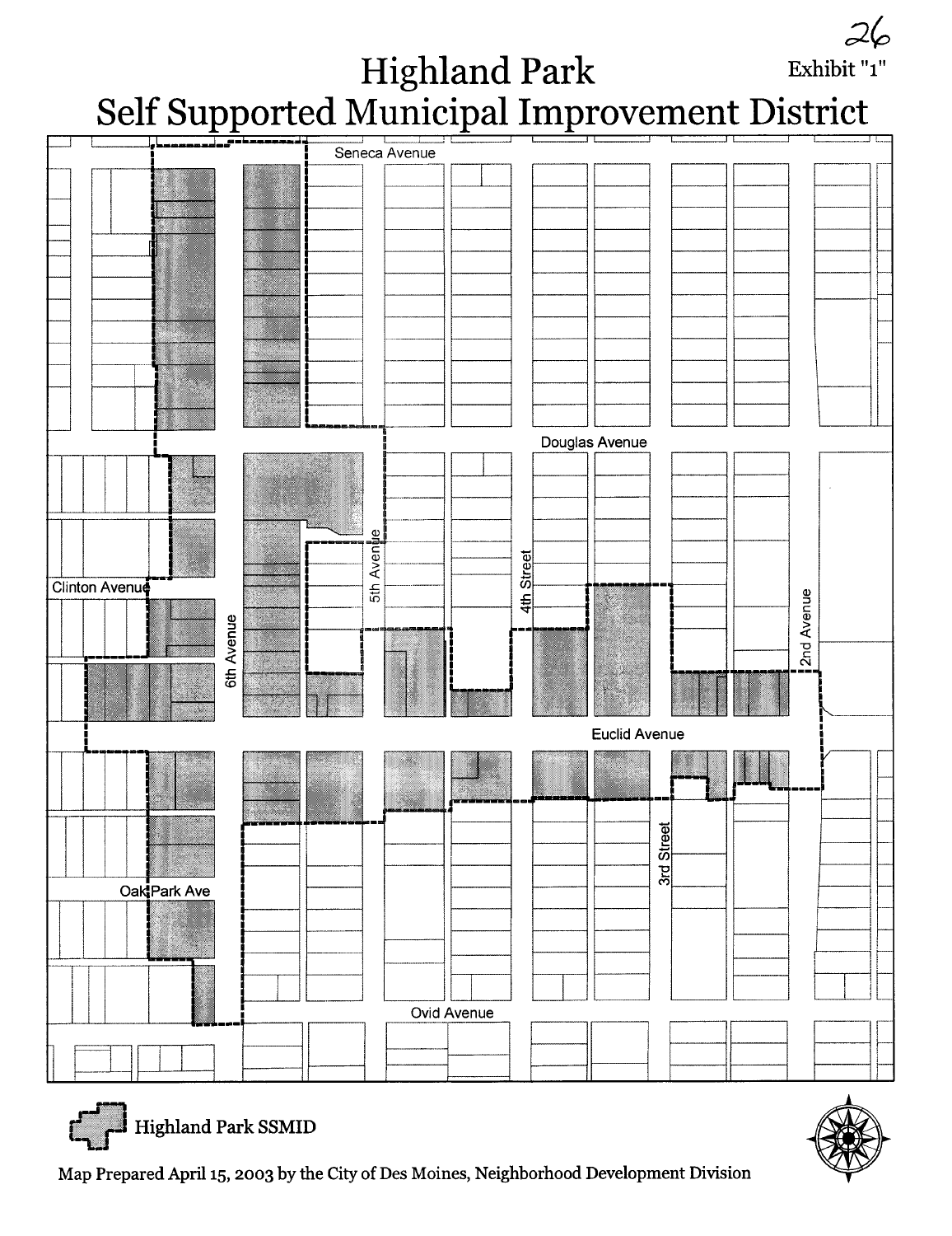26

Exhibit "1"

# Highland Park Self Supported Municipal Improvement District

Seneca Avenue

Douglas Avenue

Clinton Avenue

6th Avenue

5th Avenue

4th Street

2nd Avenue

Euclid Avenue

3rd Street

Oak Park Ave

Ovid Avenue

Highland Park SSMID

Map Prepared April 15, 2003 by the City of Des Moines, Neighborhood Development Division